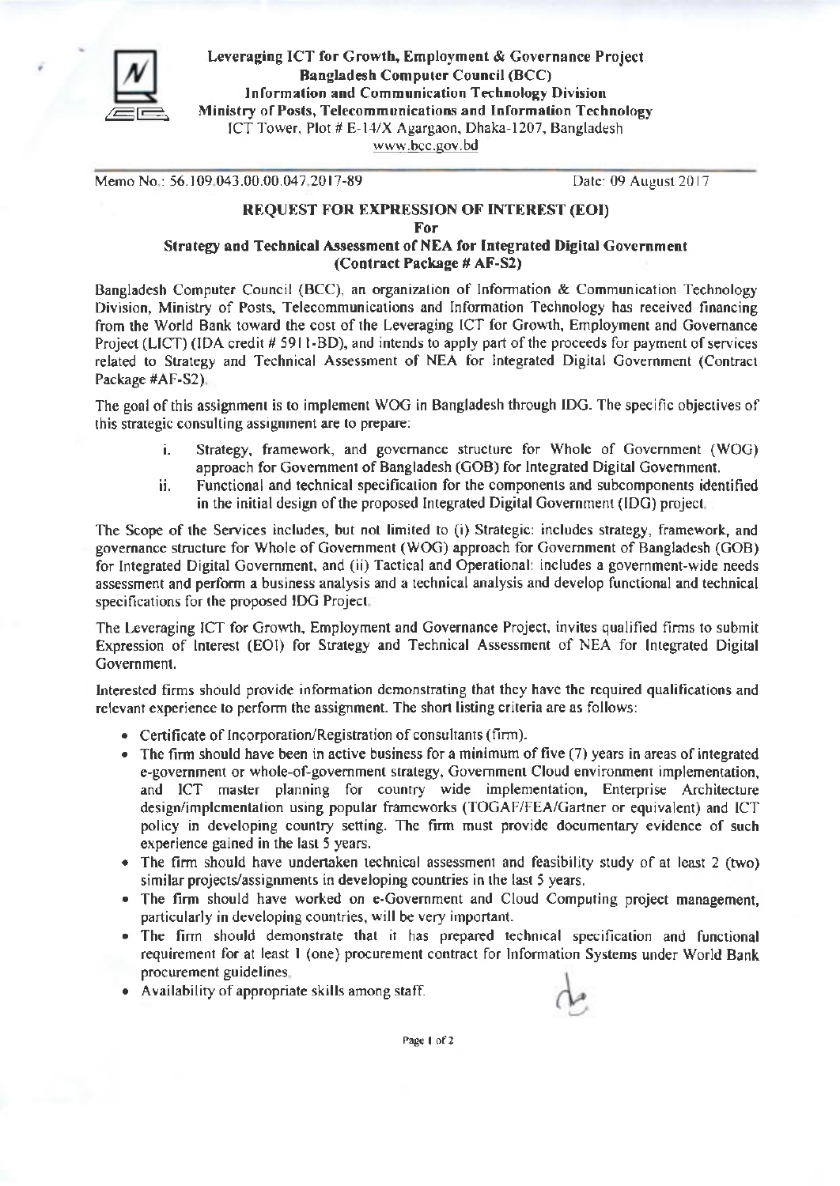**Leveraging ICT for Growth, Employment & Governance Project**
**Bangladesh Computer Council (BCC)**
**Information and Communication Technology Division**
**Ministry of Posts, Telecommunications and Information Technology**
ICT Tower, Plot # E-14/X Agargaon, Dhaka-1207, Bangladesh
www.bcc.gov.bd

Memo No.: 56.109.043.00.00.047.2017-89 Date: 09 August 2017

## REQUEST FOR EXPRESSION OF INTEREST (EOI)
## For
## Strategy and Technical Assessment of NEA for Integrated Digital Government (Contract Package # AF-S2)

Bangladesh Computer Council (BCC), an organization of Information & Communication Technology Division, Ministry of Posts, Telecommunications and Information Technology has received financing from the World Bank toward the cost of the Leveraging ICT for Growth, Employment and Governance Project (LICT) (IDA credit # 5911-BD), and intends to apply part of the proceeds for payment of services related to Strategy and Technical Assessment of NEA for Integrated Digital Government (Contract Package #AF-S2).

The goal of this assignment is to implement WOG in Bangladesh through IDG. The specific objectives of this strategic consulting assignment are to prepare:

i. Strategy, framework, and governance structure for Whole of Government (WOG) approach for Government of Bangladesh (GOB) for Integrated Digital Government.
ii. Functional and technical specification for the components and subcomponents identified in the initial design of the proposed Integrated Digital Government (IDG) project.

The Scope of the Services includes, but not limited to (i) Strategic: includes strategy, framework, and governance structure for Whole of Government (WOG) approach for Government of Bangladesh (GOB) for Integrated Digital Government, and (ii) Tactical and Operational: includes a government-wide needs assessment and perform a business analysis and a technical analysis and develop functional and technical specifications for the proposed IDG Project.

The Leveraging ICT for Growth, Employment and Governance Project, invites qualified firms to submit Expression of Interest (EOI) for Strategy and Technical Assessment of NEA for Integrated Digital Government.

Interested firms should provide information demonstrating that they have the required qualifications and relevant experience to perform the assignment. The short listing criteria are as follows:

- Certificate of Incorporation/Registration of consultants (firm).
- The firm should have been in active business for a minimum of five (7) years in areas of integrated e-government or whole-of-government strategy, Government Cloud environment implementation, and ICT master planning for country wide implementation, Enterprise Architecture design/implementation using popular frameworks (TOGAF/FEA/Gartner or equivalent) and ICT policy in developing country setting. The firm must provide documentary evidence of such experience gained in the last 5 years.
- The firm should have undertaken technical assessment and feasibility study of at least 2 (two) similar projects/assignments in developing countries in the last 5 years.
- The firm should have worked on e-Government and Cloud Computing project management, particularly in developing countries, will be very important.
- The firm should demonstrate that it has prepared technical specification and functional requirement for at least 1 (one) procurement contract for Information Systems under World Bank procurement guidelines.
- Availability of appropriate skills among staff.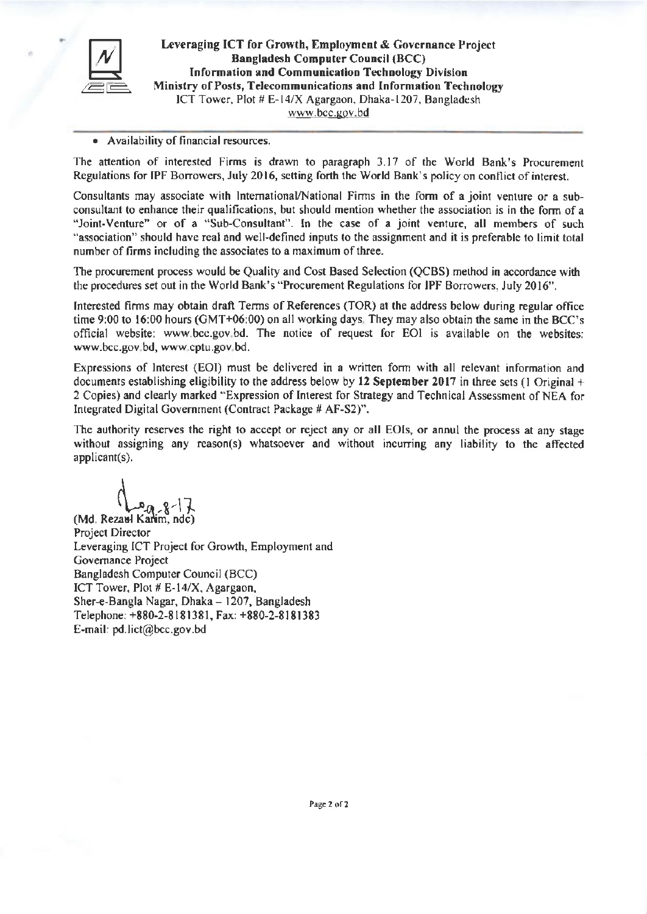**Leveraging ICT for Growth, Employment & Governance Project**
**Bangladesh Computer Council (BCC)**
**Information and Communication Technology Division**
**Ministry of Posts, Telecommunications and Information Technology**
ICT Tower, Plot # E-14/X Agargaon, Dhaka-1207, Bangladesh
www.bcc.gov.bd

- Availability of financial resources.

The attention of interested Firms is drawn to paragraph 3.17 of the World Bank's Procurement Regulations for IPF Borrowers, July 2016, setting forth the World Bank's policy on conflict of interest.

Consultants may associate with International/National Firms in the form of a joint venture or a sub-consultant to enhance their qualifications, but should mention whether the association is in the form of a "Joint-Venture" or of a "Sub-Consultant". In the case of a joint venture, all members of such "association" should have real and well-defined inputs to the assignment and it is preferable to limit total number of firms including the associates to a maximum of three.

The procurement process would be Quality and Cost Based Selection (QCBS) method in accordance with the procedures set out in the World Bank's "Procurement Regulations for IPF Borrowers, July 2016".

Interested firms may obtain draft Terms of References (TOR) at the address below during regular office time 9:00 to 16:00 hours (GMT+06:00) on all working days. They may also obtain the same in the BCC's official website: www.bcc.gov.bd. The notice of request for EOI is available on the websites: www.bcc.gov.bd, www.cptu.gov.bd.

Expressions of Interest (EOI) must be delivered in a written form with all relevant information and documents establishing eligibility to the address below by **12 September 2017** in three sets (1 Original + 2 Copies) and clearly marked "Expression of Interest for Strategy and Technical Assessment of NEA for Integrated Digital Government (Contract Package # AF-S2)".

The authority reserves the right to accept or reject any or all EOIs, or annul the process at any stage without assigning any reason(s) whatsoever and without incurring any liability to the affected applicant(s).

(Md. Rezaul Karim, ndc)
Project Director
Leveraging ICT Project for Growth, Employment and Governance Project
Bangladesh Computer Council (BCC)
ICT Tower, Plot # E-14/X, Agargaon,
Sher-e-Bangla Nagar, Dhaka – 1207, Bangladesh
Telephone: +880-2-8181381, Fax: +880-2-8181383
E-mail: pd.lict@bcc.gov.bd